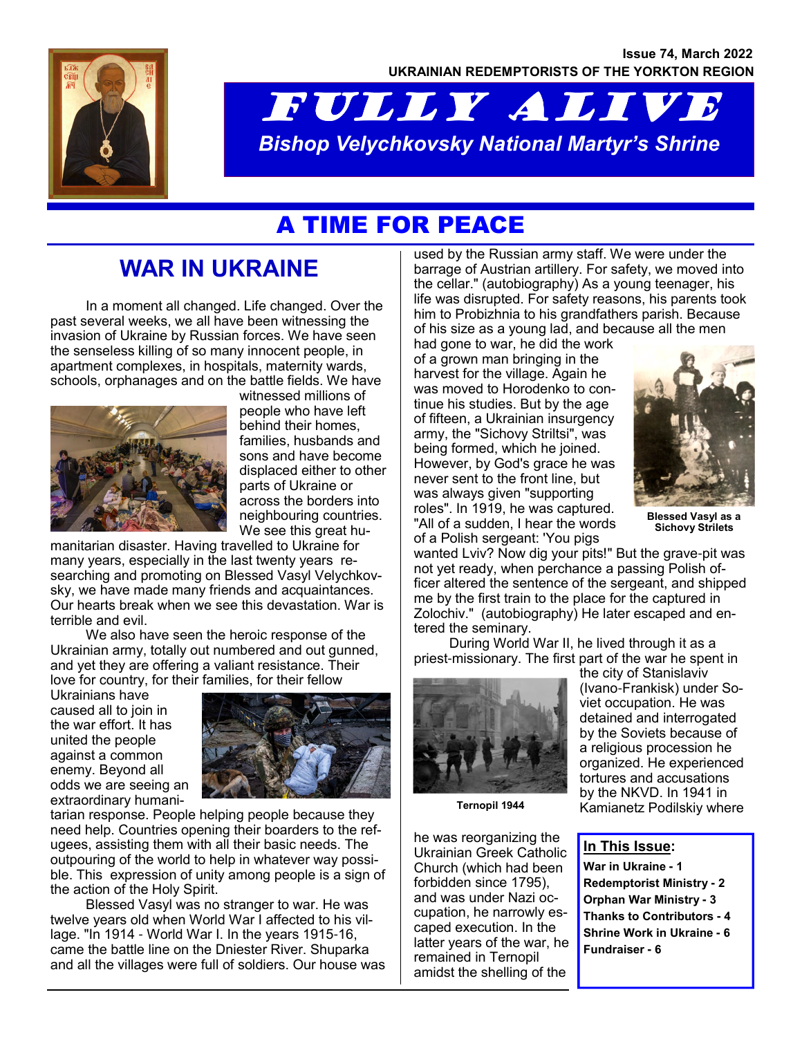Issue 74, March 2022

UKRAINIAN REDEMPTORISTS OF THE YORKTON REGION

# FULLY ALIVE

*Bishop Velychkovsky National Martyr's Shrine*

## A TIME FOR PEACE

## WAR IN UKRAINE

In a moment all changed. Life changed. Over the past several weeks, we all have been witnessing the invasion of Ukraine by Russian forces. We have seen the senseless killing of so many innocent people, in apartment complexes, in hospitals, maternity wards, schools, orphanages and on the battle fields. We have witnessed millions of people who have left behind their homes, families, husbands and sons and have become displaced either to other parts of Ukraine or across the borders into neighbouring countries. We see this great humanitarian disaster. Having travelled to Ukraine for many years, especially in the last twenty years researching and promoting on Blessed Vasyl Velychkovsky, we have made many friends and acquaintances. Our hearts break when we see this devastation. War is terrible and evil.

We also have seen the heroic response of the Ukrainian army, totally out numbered and out gunned, and yet they are offering a valiant resistance. Their love for country, for their families, for their fellow Ukrainians have caused all to join in the war effort. It has united the people against a common enemy. Beyond all odds we are seeing an extraordinary humanitarian response. People helping people because they need help. Countries opening their boarders to the refugees, assisting them with all their basic needs. The outpouring of the world to help in whatever way possible. This expression of unity among people is a sign of the action of the Holy Spirit.

Blessed Vasyl was no stranger to war. He was twelve years old when World War I affected to his village. "In 1914 - World War I. In the years 1915-16, came the battle line on the Dniester River. Shuparka and all the villages were full of soldiers. Our house was used by the Russian army staff. We were under the barrage of Austrian artillery. For safety, we moved into the cellar." (autobiography) As a young teenager, his life was disrupted. For safety reasons, his parents took him to Probizhnia to his grandfathers parish. Because of his size as a young lad, and because all the men had gone to war, he did the work of a grown man bringing in the harvest for the village. Again he was moved to Horodenko to continue his studies. But by the age of fifteen, a Ukrainian insurgency army, the "Sichovy Striltsi", was being formed, which he joined. However, by God's grace he was never sent to the front line, but was always given "supporting roles". In 1919, he was captured. "All of a sudden, I hear the words of a Polish sergeant: 'You pigs wanted Lviv? Now dig your pits!" But the grave-pit was not yet ready, when perchance a passing Polish officer altered the sentence of the sergeant, and shipped me by the first train to the place for the captured in Zolochiv." (autobiography) He later escaped and entered the seminary.

Blessed Vasyl as a Sichovy Strilets

During World War II, he lived through it as a priest-missionary. The first part of the war he spent in the city of Stanislaviv (Ivano-Frankisk) under Soviet occupation. He was detained and interrogated by the Soviets because of a religious procession he organized. He experienced tortures and accusations by the NKVD. In 1941 in Kamianetz Podilskiy where he was reorganizing the Ukrainian Greek Catholic Church (which had been forbidden since 1795), and was under Nazi occupation, he narrowly escaped execution. In the latter years of the war, he remained in Ternopil amidst the shelling of the

Ternopil 1944

**In This Issue:**

- **War in Ukraine - 1**
- **Redemptorist Ministry - 2**
- **Orphan War Ministry - 3**
- **Thanks to Contributors - 4**
- **Shrine Work in Ukraine - 6**
- **Fundraiser - 6**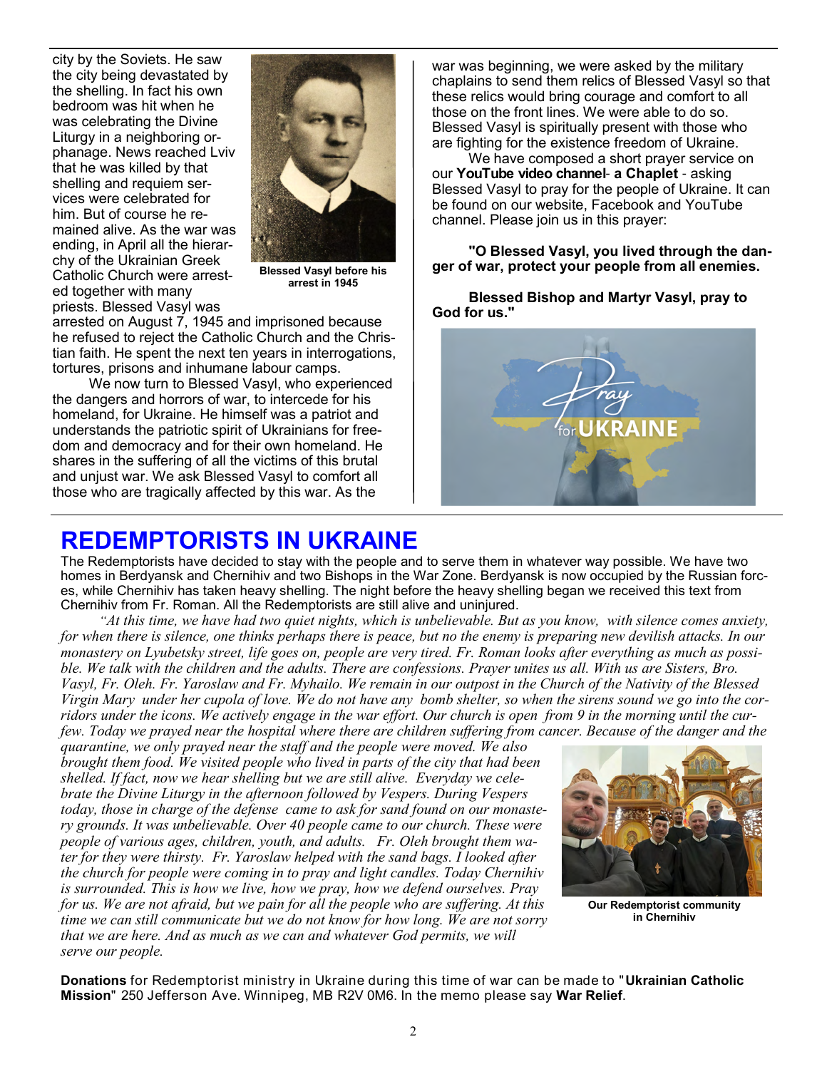city by the Soviets. He saw the city being devastated by the shelling. In fact his own bedroom was hit when he was celebrating the Divine Liturgy in a neighboring orphanage. News reached Lviv that he was killed by that shelling and requiem services were celebrated for him. But of course he remained alive. As the war was ending, in April all the hierarchy of the Ukrainian Greek Catholic Church were arrested together with many priests. Blessed Vasyl was arrested on August 7, 1945 and imprisoned because he refused to reject the Catholic Church and the Christian faith. He spent the next ten years in interrogations, tortures, prisons and inhumane labour camps.

**Blessed Vasyl before his arrest in 1945**

We now turn to Blessed Vasyl, who experienced the dangers and horrors of war, to intercede for his homeland, for Ukraine. He himself was a patriot and understands the patriotic spirit of Ukrainians for freedom and democracy and for their own homeland. He shares in the suffering of all the victims of this brutal and unjust war. We ask Blessed Vasyl to comfort all those who are tragically affected by this war. As the war was beginning, we were asked by the military chaplains to send them relics of Blessed Vasyl so that these relics would bring courage and comfort to all those on the front lines. We were able to do so. Blessed Vasyl is spiritually present with those who are fighting for the existence freedom of Ukraine.

We have composed a short prayer service on our **YouTube video channel**- **a Chaplet** - asking Blessed Vasyl to pray for the people of Ukraine. It can be found on our website, Facebook and YouTube channel. Please join us in this prayer:

**"O Blessed Vasyl, you lived through the danger of war, protect your people from all enemies.**

**Blessed Bishop and Martyr Vasyl, pray to God for us."**

# REDEMPTORISTS IN UKRAINE

The Redemptorists have decided to stay with the people and to serve them in whatever way possible. We have two homes in Berdyansk and Chernihiv and two Bishops in the War Zone. Berdyansk is now occupied by the Russian forces, while Chernihiv has taken heavy shelling. The night before the heavy shelling began we received this text from Chernihiv from Fr. Roman. All the Redemptorists are still alive and uninjured.

*"At this time, we have had two quiet nights, which is unbelievable. But as you know, with silence comes anxiety, for when there is silence, one thinks perhaps there is peace, but no the enemy is preparing new devilish attacks. In our monastery on Lyubetsky street, life goes on, people are very tired. Fr. Roman looks after everything as much as possible. We talk with the children and the adults. There are confessions. Prayer unites us all. With us are Sisters, Bro. Vasyl, Fr. Oleh. Fr. Yaroslaw and Fr. Myhailo. We remain in our outpost in the Church of the Nativity of the Blessed Virgin Mary under her cupola of love. We do not have any bomb shelter, so when the sirens sound we go into the corridors under the icons. We actively engage in the war effort. Our church is open from 9 in the morning until the curfew. Today we prayed near the hospital where there are children suffering from cancer. Because of the danger and the quarantine, we only prayed near the staff and the people were moved. We also brought them food. We visited people who lived in parts of the city that had been shelled. If fact, now we hear shelling but we are still alive. Everyday we celebrate the Divine Liturgy in the afternoon followed by Vespers. During Vespers today, those in charge of the defense came to ask for sand found on our monastery grounds. It was unbelievable. Over 40 people came to our church. These were people of various ages, children, youth, and adults. Fr. Oleh brought them water for they were thirsty. Fr. Yaroslaw helped with the sand bags. I looked after the church for people were coming in to pray and light candles. Today Chernihiv is surrounded. This is how we live, how we pray, how we defend ourselves. Pray for us. We are not afraid, but we pain for all the people who are suffering. At this time we can still communicate but we do not know for how long. We are not sorry that we are here. And as much as we can and whatever God permits, we will serve our people.*

**Our Redemptorist community in Chernihiv**

**Donations** for Redemptorist ministry in Ukraine during this time of war can be made to "**Ukrainian Catholic Mission**" 250 Jefferson Ave. Winnipeg, MB R2V 0M6. In the memo please say **War Relief**.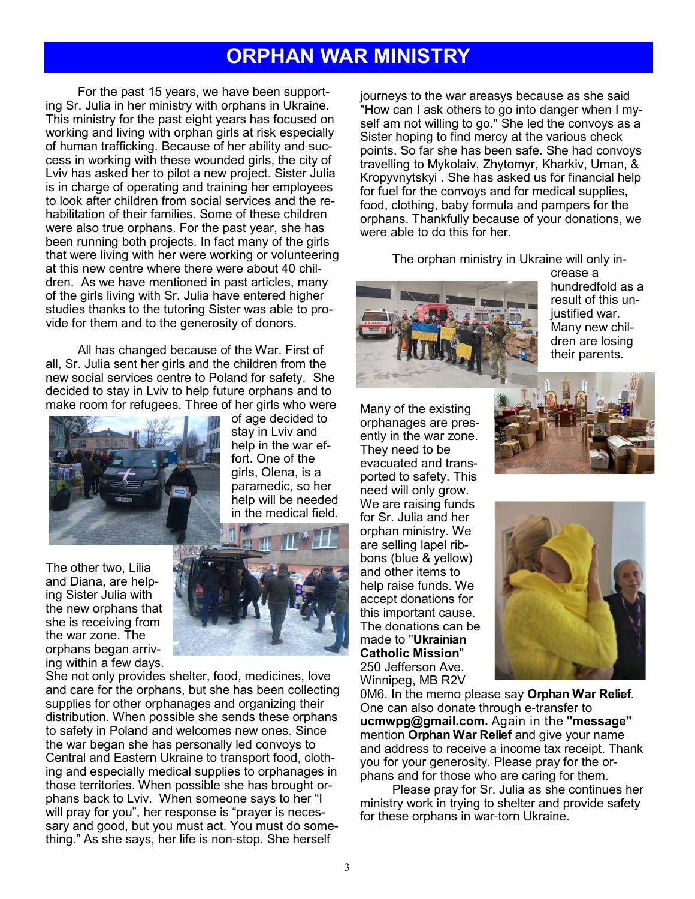# ORPHAN WAR MINISTRY

For the past 15 years, we have been supporting Sr. Julia in her ministry with orphans in Ukraine. This ministry for the past eight years has focused on working and living with orphan girls at risk especially of human trafficking. Because of her ability and success in working with these wounded girls, the city of Lviv has asked her to pilot a new project. Sister Julia is in charge of operating and training her employees to look after children from social services and the rehabilitation of their families. Some of these children were also true orphans. For the past year, she has been running both projects. In fact many of the girls that were living with her were working or volunteering at this new centre where there were about 40 children. As we have mentioned in past articles, many of the girls living with Sr. Julia have entered higher studies thanks to the tutoring Sister was able to provide for them and to the generosity of donors.

All has changed because of the War. First of all, Sr. Julia sent her girls and the children from the new social services centre to Poland for safety. She decided to stay in Lviv to help future orphans and to make room for refugees. Three of her girls who were of age decided to stay in Lviv and help in the war effort. One of the girls, Olena, is a paramedic, so her help will be needed in the medical field.

The other two, Lilia and Diana, are helping Sister Julia with the new orphans that she is receiving from the war zone. The orphans began arriving within a few days. She not only provides shelter, food, medicines, love and care for the orphans, but she has been collecting supplies for other orphanages and organizing their distribution. When possible she sends these orphans to safety in Poland and welcomes new ones. Since the war began she has personally led convoys to Central and Eastern Ukraine to transport food, clothing and especially medical supplies to orphanages in those territories. When possible she has brought orphans back to Lviv. When someone says to her "I will pray for you", her response is "prayer is necessary and good, but you must act. You must do something." As she says, her life is non-stop. She herself journeys to the war areasys because as she said "How can I ask others to go into danger when I myself am not willing to go." She led the convoys as a Sister hoping to find mercy at the various check points. So far she has been safe. She had convoys travelling to Mykolaiv, Zhytomyr, Kharkiv, Uman, & Kropyvnytskyi . She has asked us for financial help for fuel for the convoys and for medical supplies, food, clothing, baby formula and pampers for the orphans. Thankfully because of your donations, we were able to do this for her.

The orphan ministry in Ukraine will only increase a hundredfold as a result of this unjustified war. Many new children are losing their parents.

Many of the existing orphanages are presently in the war zone. They need to be evacuated and transported to safety. This need will only grow. We are raising funds for Sr. Julia and her orphan ministry. We are selling lapel ribbons (blue & yellow) and other items to help raise funds. We accept donations for this important cause. The donations can be made to "**Ukrainian Catholic Mission**" 250 Jefferson Ave. Winnipeg, MB R2V 0M6. In the memo please say **Orphan War Relief**. One can also donate through e-transfer to **ucmwpg@gmail.com.** Again in the **"message"** mention **Orphan War Relief** and give your name and address to receive a income tax receipt. Thank you for your generosity. Please pray for the orphans and for those who are caring for them.

Please pray for Sr. Julia as she continues her ministry work in trying to shelter and provide safety for these orphans in war-torn Ukraine.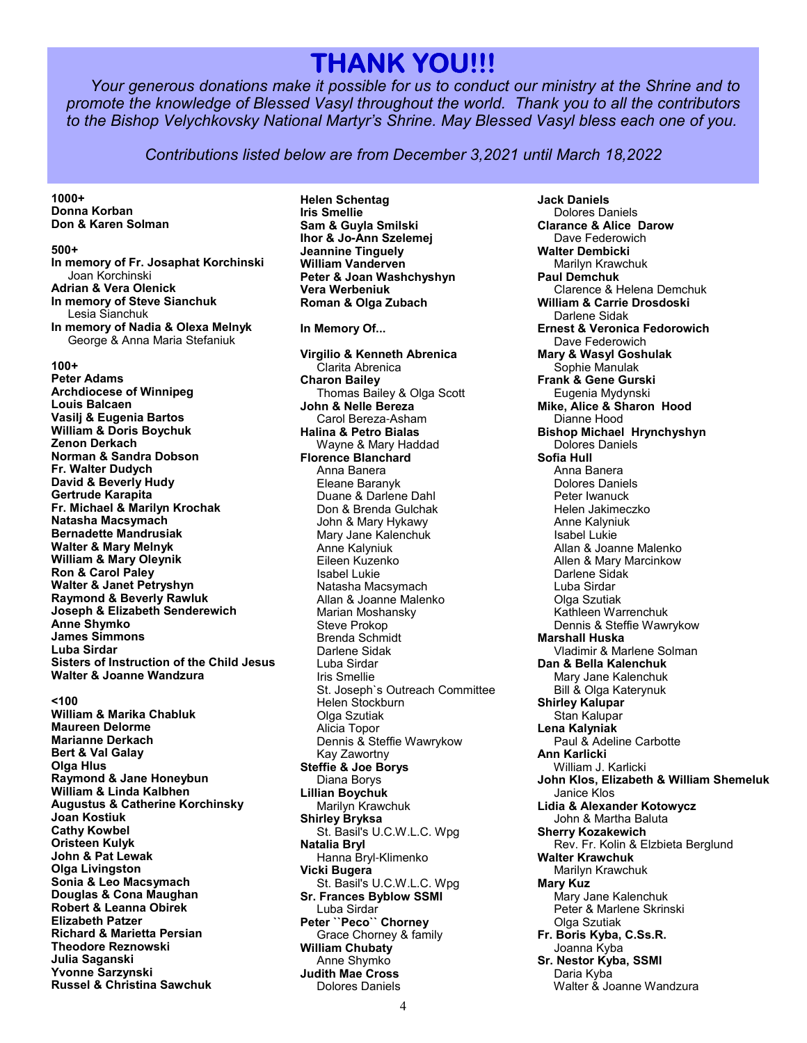# THANK YOU!!!

*Your generous donations make it possible for us to conduct our ministry at the Shrine and to promote the knowledge of Blessed Vasyl throughout the world. Thank you to all the contributors to the Bishop Velychkovsky National Martyr's Shrine. May Blessed Vasyl bless each one of you.*

*Contributions listed below are from December 3,2021 until March 18,2022*

**1000+**
**Donna Korban**
**Don & Karen Solman**

**500+**
**In memory of Fr. Josaphat Korchinski**
Joan Korchinski
**Adrian & Vera Olenick**
**In memory of Steve Sianchuk**
Lesia Sianchuk
**In memory of Nadia & Olexa Melnyk**
George & Anna Maria Stefaniuk

**100+**
**Peter Adams**
**Archdiocese of Winnipeg**
**Louis Balcaen**
**Vasilj & Eugenia Bartos**
**William & Doris Boychuk**
**Zenon Derkach**
**Norman & Sandra Dobson**
**Fr. Walter Dudych**
**David & Beverly Hudy**
**Gertrude Karapita**
**Fr. Michael & Marilyn Krochak**
**Natasha Macsymach**
**Bernadette Mandrusiak**
**Walter & Mary Melnyk**
**William & Mary Oleynik**
**Ron & Carol Paley**
**Walter & Janet Petryshyn**
**Raymond & Beverly Rawluk**
**Joseph & Elizabeth Senderewich**
**Anne Shymko**
**James Simmons**
**Luba Sirdar**
**Sisters of Instruction of the Child Jesus**
**Walter & Joanne Wandzura**

**<100**
**William & Marika Chabluk**
**Maureen Delorme**
**Marianne Derkach**
**Bert & Val Galay**
**Olga Hlus**
**Raymond & Jane Honeybun**
**William & Linda Kalbhen**
**Augustus & Catherine Korchinsky**
**Joan Kostiuk**
**Cathy Kowbel**
**Oristeen Kulyk**
**John & Pat Lewak**
**Olga Livingston**
**Sonia & Leo Macsymach**
**Douglas & Cona Maughan**
**Robert & Leanna Obirek**
**Elizabeth Patzer**
**Richard & Marietta Persian**
**Theodore Reznowski**
**Julia Saganski**
**Yvonne Sarzynski**
**Russel & Christina Sawchuk**
**Helen Schentag**
**Iris Smellie**
**Sam & Guyla Smilski**
**Ihor & Jo-Ann Szelemej**
**Jeannine Tinguely**
**William Vanderven**
**Peter & Joan Washchyshyn**
**Vera Werbeniuk**
**Roman & Olga Zubach**

**In Memory Of...**

**Virgilio & Kenneth Abrenica**
Clarita Abrenica
**Charon Bailey**
Thomas Bailey & Olga Scott
**John & Nelle Bereza**
Carol Bereza-Asham
**Halina & Petro Bialas**
Wayne & Mary Haddad
**Florence Blanchard**
Anna Banera
Eleane Baranyk
Duane & Darlene Dahl
Don & Brenda Gulchak
John & Mary Hykawy
Mary Jane Kalenchuk
Anne Kalyniuk
Eileen Kuzenko
Isabel Lukie
Natasha Macsymach
Allan & Joanne Malenko
Marian Moshansky
Steve Prokop
Brenda Schmidt
Darlene Sidak
Luba Sirdar
Iris Smellie
St. Joseph`s Outreach Committee
Helen Stockburn
Olga Szutiak
Alicia Topor
Dennis & Steffie Wawrykow
Kay Zawortny
**Steffie & Joe Borys**
Diana Borys
**Lillian Boychuk**
Marilyn Krawchuk
**Shirley Bryksa**
St. Basil's U.C.W.L.C. Wpg
**Natalia Bryl**
Hanna Bryl-Klimenko
**Vicki Bugera**
St. Basil's U.C.W.L.C. Wpg
**Sr. Frances Byblow SSMI**
Luba Sirdar
**Peter ``Peco`` Chorney**
Grace Chorney & family
**William Chubaty**
Anne Shymko
**Judith Mae Cross**
Dolores Daniels
**Jack Daniels**
Dolores Daniels
**Clarance & Alice Darow**
Dave Federowich
**Walter Dembicki**
Marilyn Krawchuk
**Paul Demchuk**
Clarence & Helena Demchuk
**William & Carrie Drosdoski**
Darlene Sidak
**Ernest & Veronica Fedorowich**
Dave Federowich
**Mary & Wasyl Goshulak**
Sophie Manulak
**Frank & Gene Gurski**
Eugenia Mydynski
**Mike, Alice & Sharon Hood**
Dianne Hood
**Bishop Michael Hrynchyshyn**
Dolores Daniels
**Sofia Hull**
Anna Banera
Dolores Daniels
Peter Iwanuck
Helen Jakimeczko
Anne Kalyniuk
Isabel Lukie
Allan & Joanne Malenko
Allen & Mary Marcinkow
Darlene Sidak
Luba Sirdar
Olga Szutiak
Kathleen Warrenchuk
Dennis & Steffie Wawrykow
**Marshall Huska**
Vladimir & Marlene Solman
**Dan & Bella Kalenchuk**
Mary Jane Kalenchuk
Bill & Olga Katerynuk
**Shirley Kalupar**
Stan Kalupar
**Lena Kalyniak**
Paul & Adeline Carbotte
**Ann Karlicki**
William J. Karlicki
**John Klos, Elizabeth & William Shemeluk**
Janice Klos
**Lidia & Alexander Kotowycz**
John & Martha Baluta
**Sherry Kozakewich**
Rev. Fr. Kolin & Elzbieta Berglund
**Walter Krawchuk**
Marilyn Krawchuk
**Mary Kuz**
Mary Jane Kalenchuk
Peter & Marlene Skrinski
Olga Szutiak
**Fr. Boris Kyba, C.Ss.R.**
Joanna Kyba
**Sr. Nestor Kyba, SSMI**
Daria Kyba
Walter & Joanne Wandzura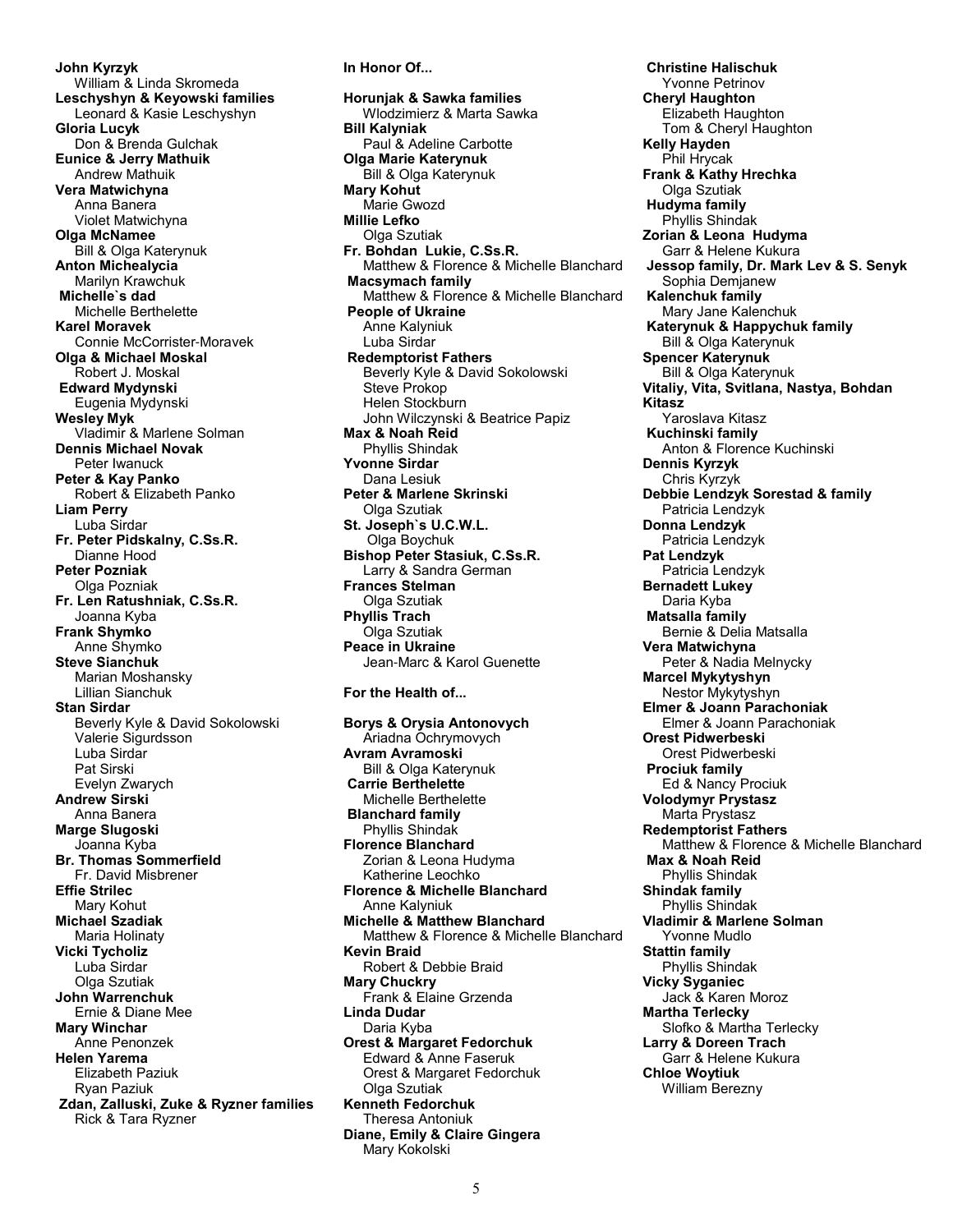**John Kyrzyk**
William & Linda Skromeda
**Leschyshyn & Keyowski families**
Leonard & Kasie Leschyshyn
**Gloria Lucyk**
Don & Brenda Gulchak
**Eunice & Jerry Mathuik**
Andrew Mathuik
**Vera Matwichyna**
Anna Banera
Violet Matwichyna
**Olga McNamee**
Bill & Olga Katerynuk
**Anton Michealycia**
Marilyn Krawchuk
**Michelle`s dad**
Michelle Berthelette
**Karel Moravek**
Connie McCorrister-Moravek
**Olga & Michael Moskal**
Robert J. Moskal
**Edward Mydynski**
Eugenia Mydynski
**Wesley Myk**
Vladimir & Marlene Solman
**Dennis Michael Novak**
Peter Iwanuck
**Peter & Kay Panko**
Robert & Elizabeth Panko
**Liam Perry**
Luba Sirdar
**Fr. Peter Pidskalny, C.Ss.R.**
Dianne Hood
**Peter Pozniak**
Olga Pozniak
**Fr. Len Ratushniak, C.Ss.R.**
Joanna Kyba
**Frank Shymko**
Anne Shymko
**Steve Sianchuk**
Marian Moshansky
Lillian Sianchuk
**Stan Sirdar**
Beverly Kyle & David Sokolowski
Valerie Sigurdsson
Luba Sirdar
Pat Sirski
Evelyn Zwarych
**Andrew Sirski**
Anna Banera
**Marge Slugoski**
Joanna Kyba
**Br. Thomas Sommerfield**
Fr. David Misbrener
**Effie Strilec**
Mary Kohut
**Michael Szadiak**
Maria Holinaty
**Vicki Tycholiz**
Luba Sirdar
Olga Szutiak
**John Warrenchuk**
Ernie & Diane Mee
**Mary Winchar**
Anne Penonzek
**Helen Yarema**
Elizabeth Paziuk
Ryan Paziuk
**Zdan, Zalluski, Zuke & Ryzner families**
Rick & Tara Ryzner

**In Honor Of...**

**Horunjak & Sawka families**
Wlodzimierz & Marta Sawka
**Bill Kalyniak**
Paul & Adeline Carbotte
**Olga Marie Katerynuk**
Bill & Olga Katerynuk
**Mary Kohut**
Marie Gwozd
**Millie Lefko**
Olga Szutiak
**Fr. Bohdan Lukie, C.Ss.R.**
Matthew & Florence & Michelle Blanchard
**Macsymach family**
Matthew & Florence & Michelle Blanchard
**People of Ukraine**
Anne Kalyniuk
Luba Sirdar
**Redemptorist Fathers**
Beverly Kyle & David Sokolowski
Steve Prokop
Helen Stockburn
John Wilczynski & Beatrice Papiz
**Max & Noah Reid**
Phyllis Shindak
**Yvonne Sirdar**
Dana Lesiuk
**Peter & Marlene Skrinski**
Olga Szutiak
**St. Joseph`s U.C.W.L.**
Olga Boychuk
**Bishop Peter Stasiuk, C.Ss.R.**
Larry & Sandra German
**Frances Stelman**
Olga Szutiak
**Phyllis Trach**
Olga Szutiak
**Peace in Ukraine**
Jean-Marc & Karol Guenette

**For the Health of...**

**Borys & Orysia Antonovych**
Ariadna Ochrymovych
**Avram Avramoski**
Bill & Olga Katerynuk
**Carrie Berthelette**
Michelle Berthelette
**Blanchard family**
Phyllis Shindak
**Florence Blanchard**
Zorian & Leona Hudyma
Katherine Leochko
**Florence & Michelle Blanchard**
Anne Kalyniuk
**Michelle & Matthew Blanchard**
Matthew & Florence & Michelle Blanchard
**Kevin Braid**
Robert & Debbie Braid
**Mary Chuckry**
Frank & Elaine Grzenda
**Linda Dudar**
Daria Kyba
**Orest & Margaret Fedorchuk**
Edward & Anne Faseruk
Orest & Margaret Fedorchuk
Olga Szutiak
**Kenneth Fedorchuk**
Theresa Antoniuk
**Diane, Emily & Claire Gingera**
Mary Kokolski

**Christine Halischuk**
Yvonne Petrinov
**Cheryl Haughton**
Elizabeth Haughton
Tom & Cheryl Haughton
**Kelly Hayden**
Phil Hrycak
**Frank & Kathy Hrechka**
Olga Szutiak
**Hudyma family**
Phyllis Shindak
**Zorian & Leona Hudyma**
Garr & Helene Kukura
**Jessop family, Dr. Mark Lev & S. Senyk**
Sophia Demjanew
**Kalenchuk family**
Mary Jane Kalenchuk
**Katerynuk & Happychuk family**
Bill & Olga Katerynuk
**Spencer Katerynuk**
Bill & Olga Katerynuk
**Vitaliy, Vita, Svitlana, Nastya, Bohdan Kitasz**
Yaroslava Kitasz
**Kuchinski family**
Anton & Florence Kuchinski
**Dennis Kyrzyk**
Chris Kyrzyk
**Debbie Lendzyk Sorestad & family**
Patricia Lendzyk
**Donna Lendzyk**
Patricia Lendzyk
**Pat Lendzyk**
Patricia Lendzyk
**Bernadett Lukey**
Daria Kyba
**Matsalla family**
Bernie & Delia Matsalla
**Vera Matwichyna**
Peter & Nadia Melnycky
**Marcel Mykytyshyn**
Nestor Mykytyshyn
**Elmer & Joann Parachoniak**
Elmer & Joann Parachoniak
**Orest Pidwerbeski**
Orest Pidwerbeski
**Prociuk family**
Ed & Nancy Prociuk
**Volodymyr Prystasz**
Marta Prystasz
**Redemptorist Fathers**
Matthew & Florence & Michelle Blanchard
**Max & Noah Reid**
Phyllis Shindak
**Shindak family**
Phyllis Shindak
**Vladimir & Marlene Solman**
Yvonne Mudlo
**Stattin family**
Phyllis Shindak
**Vicky Syganiec**
Jack & Karen Moroz
**Martha Terlecky**
Slofko & Martha Terlecky
**Larry & Doreen Trach**
Garr & Helene Kukura
**Chloe Woytiuk**
William Berezny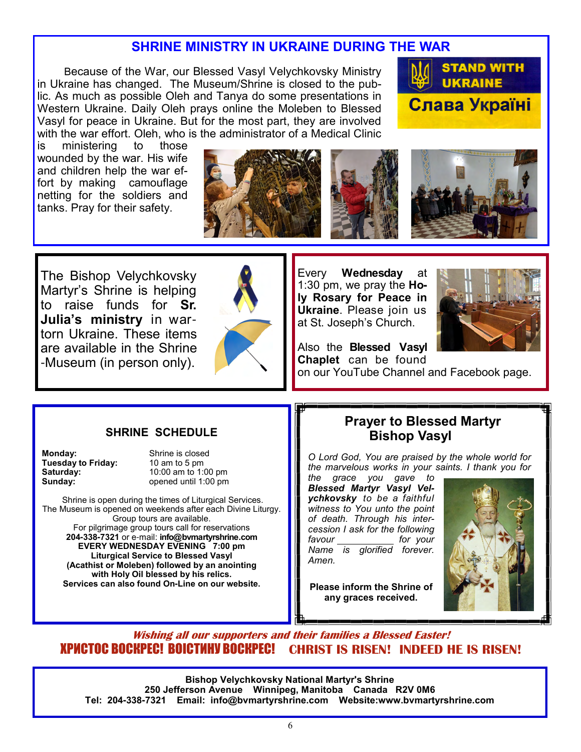## SHRINE MINISTRY IN UKRAINE DURING THE WAR

STAND WITH UKRAINE

Слава Україні

Because of the War, our Blessed Vasyl Velychkovsky Ministry in Ukraine has changed. The Museum/Shrine is closed to the public. As much as possible Oleh and Tanya do some presentations in Western Ukraine. Daily Oleh prays online the Moleben to Blessed Vasyl for peace in Ukraine. But for the most part, they are involved with the war effort. Oleh, who is the administrator of a Medical Clinic is ministering to those wounded by the war. His wife and children help the war effort by making camouflage netting for the soldiers and tanks. Pray for their safety.

The Bishop Velychkovsky Martyr's Shrine is helping to raise funds for **Sr. Julia's ministry** in war-torn Ukraine. These items are available in the Shrine-Museum (in person only).

Every **Wednesday** at 1:30 pm, we pray the **Holy Rosary for Peace in Ukraine**. Please join us at St. Joseph's Church.

Also the **Blessed Vasyl Chaplet** can be found on our YouTube Channel and Facebook page.

### SHRINE SCHEDULE

| | |
|---|---|
| **Monday:** | Shrine is closed |
| **Tuesday to Friday:** | 10 am to 5 pm |
| **Saturday:** | 10:00 am to 1:00 pm |
| **Sunday:** | opened until 1:00 pm |

Shrine is open during the times of Liturgical Services.
The Museum is opened on weekends after each Divine Liturgy.
Group tours are available.
For pilgrimage group tours call for reservations
**204-338-7321** or e-mail: **info@bvmartyrshrine.com**
**EVERY WEDNESDAY EVENING 7:00 pm**
**Liturgical Service to Blessed Vasyl**
**(Acathist or Moleben) followed by an anointing**
**with Holy Oil blessed by his relics.**
**Services can also found On-Line on our website.**

### Prayer to Blessed Martyr Bishop Vasyl

*O Lord God, You are praised by the whole world for the marvelous works in your saints. I thank you for the grace you gave to **Blessed Martyr Vasyl Velychkovsky** to be a faithful witness to You unto the point of death. Through his intercession I ask for the following favour \_\_\_\_\_\_\_\_\_\_ for your Name is glorified forever. Amen.*

**Please inform the Shrine of any graces received.**

***Wishing all our supporters and their families a Blessed Easter!***

**ХРИСТОС ВОСКРЕС! ВОІСТИНУ ВОСКРЕС! CHRIST IS RISEN! INDEED HE IS RISEN!**

**Bishop Velychkovsky National Martyr's Shrine**
**250 Jefferson Avenue Winnipeg, Manitoba Canada R2V 0M6**
**Tel: 204-338-7321 Email: info@bvmartyrshrine.com Website:www.bvmartyrshrine.com**